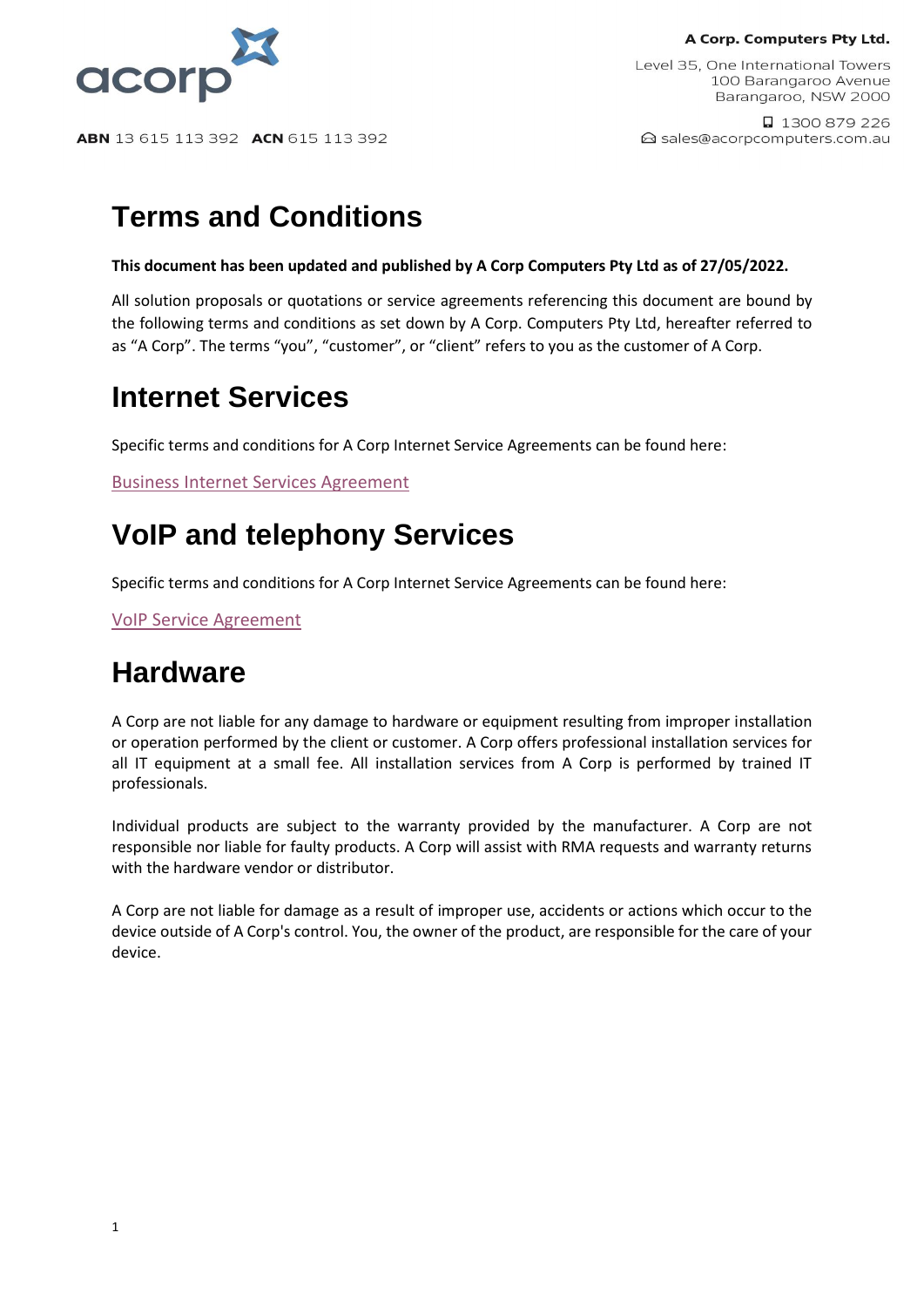A Corp. Computers Pty Ltd.

Level 35, One International Towers
100 Barangaroo Avenue
Barangaroo, NSW 2000

1300 879 226
sales@acorpcomputers.com.au

**ABN** 13 615 113 392 **ACN** 615 113 392

# Terms and Conditions

**This document has been updated and published by A Corp Computers Pty Ltd as of 27/05/2022.**

All solution proposals or quotations or service agreements referencing this document are bound by the following terms and conditions as set down by A Corp. Computers Pty Ltd, hereafter referred to as "A Corp". The terms "you", "customer", or "client" refers to you as the customer of A Corp.

# Internet Services

Specific terms and conditions for A Corp Internet Service Agreements can be found here:

Business Internet Services Agreement

# VoIP and telephony Services

Specific terms and conditions for A Corp Internet Service Agreements can be found here:

VoIP Service Agreement

# Hardware

A Corp are not liable for any damage to hardware or equipment resulting from improper installation or operation performed by the client or customer. A Corp offers professional installation services for all IT equipment at a small fee. All installation services from A Corp is performed by trained IT professionals.

Individual products are subject to the warranty provided by the manufacturer. A Corp are not responsible nor liable for faulty products. A Corp will assist with RMA requests and warranty returns with the hardware vendor or distributor.

A Corp are not liable for damage as a result of improper use, accidents or actions which occur to the device outside of A Corp's control. You, the owner of the product, are responsible for the care of your device.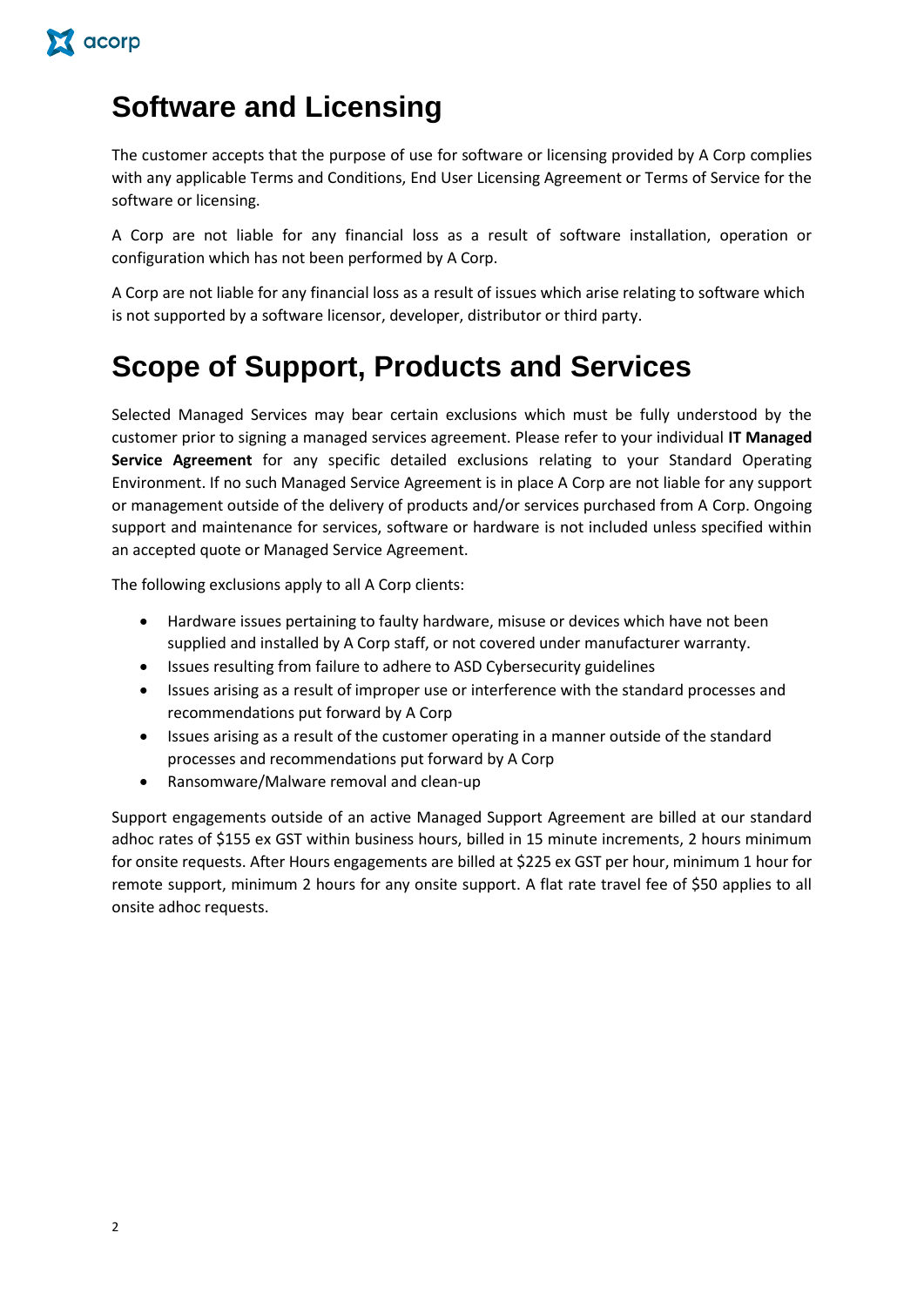# Software and Licensing

The customer accepts that the purpose of use for software or licensing provided by A Corp complies with any applicable Terms and Conditions, End User Licensing Agreement or Terms of Service for the software or licensing.

A Corp are not liable for any financial loss as a result of software installation, operation or configuration which has not been performed by A Corp.

A Corp are not liable for any financial loss as a result of issues which arise relating to software which is not supported by a software licensor, developer, distributor or third party.

# Scope of Support, Products and Services

Selected Managed Services may bear certain exclusions which must be fully understood by the customer prior to signing a managed services agreement. Please refer to your individual **IT Managed Service Agreement** for any specific detailed exclusions relating to your Standard Operating Environment. If no such Managed Service Agreement is in place A Corp are not liable for any support or management outside of the delivery of products and/or services purchased from A Corp. Ongoing support and maintenance for services, software or hardware is not included unless specified within an accepted quote or Managed Service Agreement.

The following exclusions apply to all A Corp clients:

- Hardware issues pertaining to faulty hardware, misuse or devices which have not been supplied and installed by A Corp staff, or not covered under manufacturer warranty.
- Issues resulting from failure to adhere to ASD Cybersecurity guidelines
- Issues arising as a result of improper use or interference with the standard processes and recommendations put forward by A Corp
- Issues arising as a result of the customer operating in a manner outside of the standard processes and recommendations put forward by A Corp
- Ransomware/Malware removal and clean-up

Support engagements outside of an active Managed Support Agreement are billed at our standard adhoc rates of $155 ex GST within business hours, billed in 15 minute increments, 2 hours minimum for onsite requests. After Hours engagements are billed at $225 ex GST per hour, minimum 1 hour for remote support, minimum 2 hours for any onsite support. A flat rate travel fee of $50 applies to all onsite adhoc requests.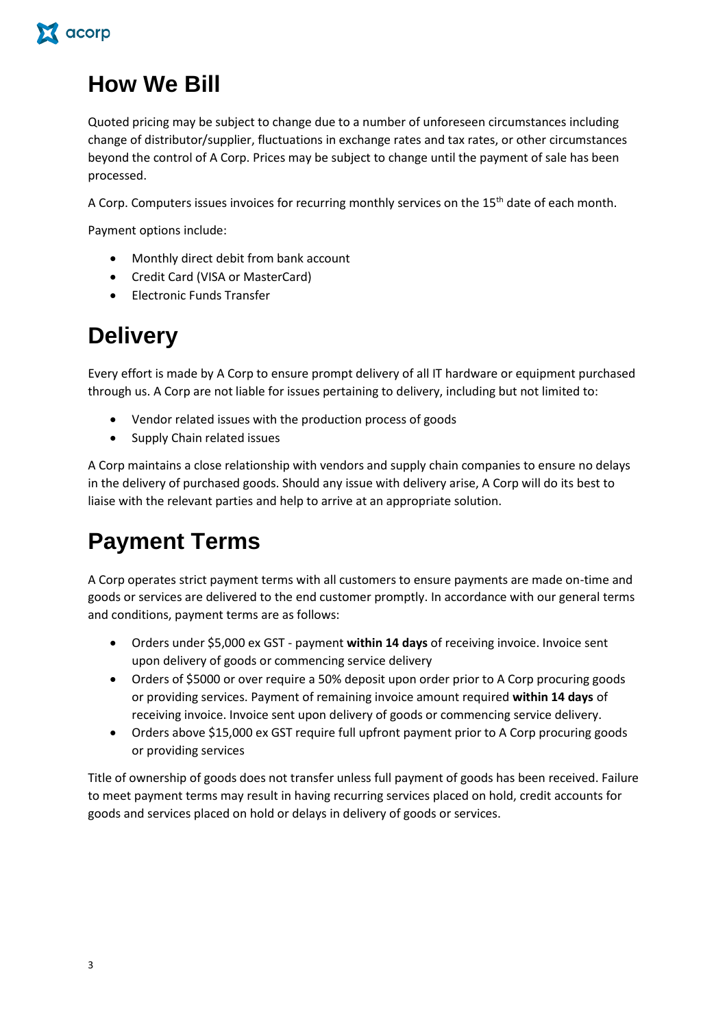# How We Bill

Quoted pricing may be subject to change due to a number of unforeseen circumstances including change of distributor/supplier, fluctuations in exchange rates and tax rates, or other circumstances beyond the control of A Corp. Prices may be subject to change until the payment of sale has been processed.

A Corp. Computers issues invoices for recurring monthly services on the 15th date of each month.

Payment options include:

- Monthly direct debit from bank account
- Credit Card (VISA or MasterCard)
- Electronic Funds Transfer

# Delivery

Every effort is made by A Corp to ensure prompt delivery of all IT hardware or equipment purchased through us. A Corp are not liable for issues pertaining to delivery, including but not limited to:

- Vendor related issues with the production process of goods
- Supply Chain related issues

A Corp maintains a close relationship with vendors and supply chain companies to ensure no delays in the delivery of purchased goods. Should any issue with delivery arise, A Corp will do its best to liaise with the relevant parties and help to arrive at an appropriate solution.

# Payment Terms

A Corp operates strict payment terms with all customers to ensure payments are made on-time and goods or services are delivered to the end customer promptly. In accordance with our general terms and conditions, payment terms are as follows:

- Orders under $5,000 ex GST - payment **within 14 days** of receiving invoice. Invoice sent upon delivery of goods or commencing service delivery
- Orders of $5000 or over require a 50% deposit upon order prior to A Corp procuring goods or providing services. Payment of remaining invoice amount required **within 14 days** of receiving invoice. Invoice sent upon delivery of goods or commencing service delivery.
- Orders above $15,000 ex GST require full upfront payment prior to A Corp procuring goods or providing services

Title of ownership of goods does not transfer unless full payment of goods has been received. Failure to meet payment terms may result in having recurring services placed on hold, credit accounts for goods and services placed on hold or delays in delivery of goods or services.